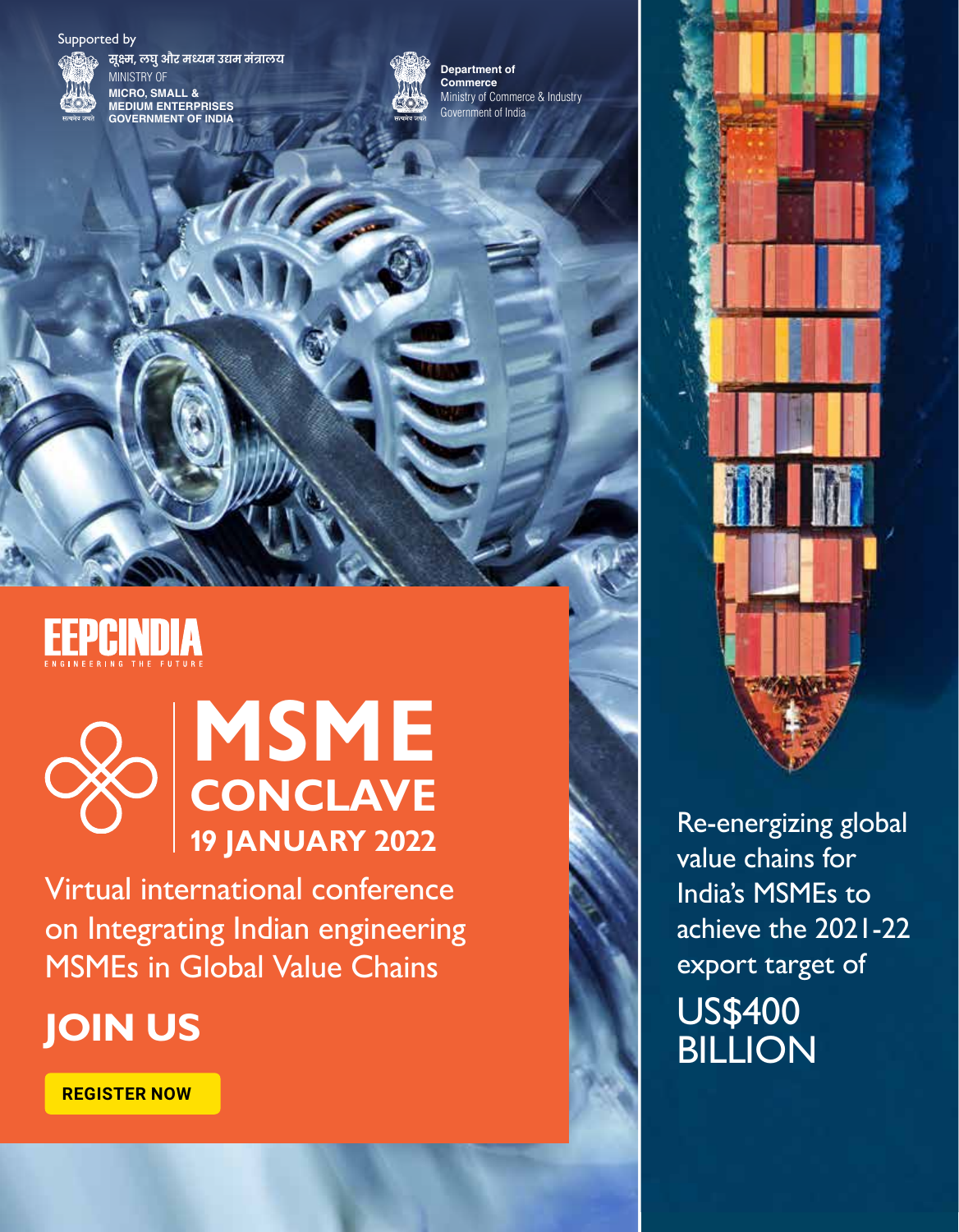Supported by

सूक्ष्म, लघु और मध्यम उद्यम मंत्रालय
MINISTRY OF
**MICRO, SMALL & MEDIUM ENTERPRISES**
**GOVERNMENT OF INDIA**

**Department of Commerce**
Ministry of Commerce & Industry
Government of India

# EEPCINDIA
ENGINEERING THE FUTURE

# MSME
## CONCLAVE
### 19 JANUARY 2022

Virtual international conference on Integrating Indian engineering MSMEs in Global Value Chains

## JOIN US

**REGISTER NOW**

Re-energizing global value chains for India's MSMEs to achieve the 2021-22 export target of

US$400 BILLION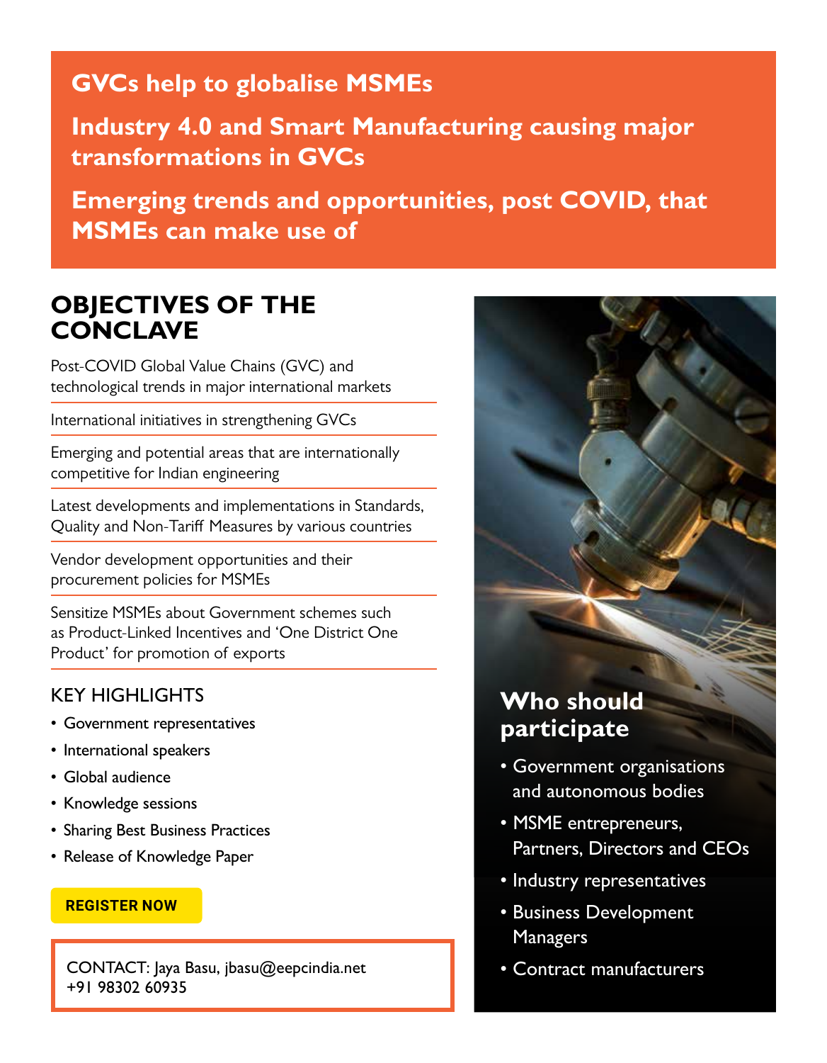**GVCs help to globalise MSMEs**

**Industry 4.0 and Smart Manufacturing causing major transformations in GVCs**

**Emerging trends and opportunities, post COVID, that MSMEs can make use of**

## OBJECTIVES OF THE CONCLAVE

Post-COVID Global Value Chains (GVC) and technological trends in major international markets

International initiatives in strengthening GVCs

Emerging and potential areas that are internationally competitive for Indian engineering

Latest developments and implementations in Standards, Quality and Non-Tariff Measures by various countries

Vendor development opportunities and their procurement policies for MSMEs

Sensitize MSMEs about Government schemes such as Product-Linked Incentives and 'One District One Product' for promotion of exports

### KEY HIGHLIGHTS

- Government representatives
- International speakers
- Global audience
- Knowledge sessions
- Sharing Best Business Practices
- Release of Knowledge Paper

**REGISTER NOW**

CONTACT: Jaya Basu, jbasu@eepcindia.net
+91 98302 60935

### Who should participate

- Government organisations and autonomous bodies
- MSME entrepreneurs, Partners, Directors and CEOs
- Industry representatives
- Business Development Managers
- Contract manufacturers